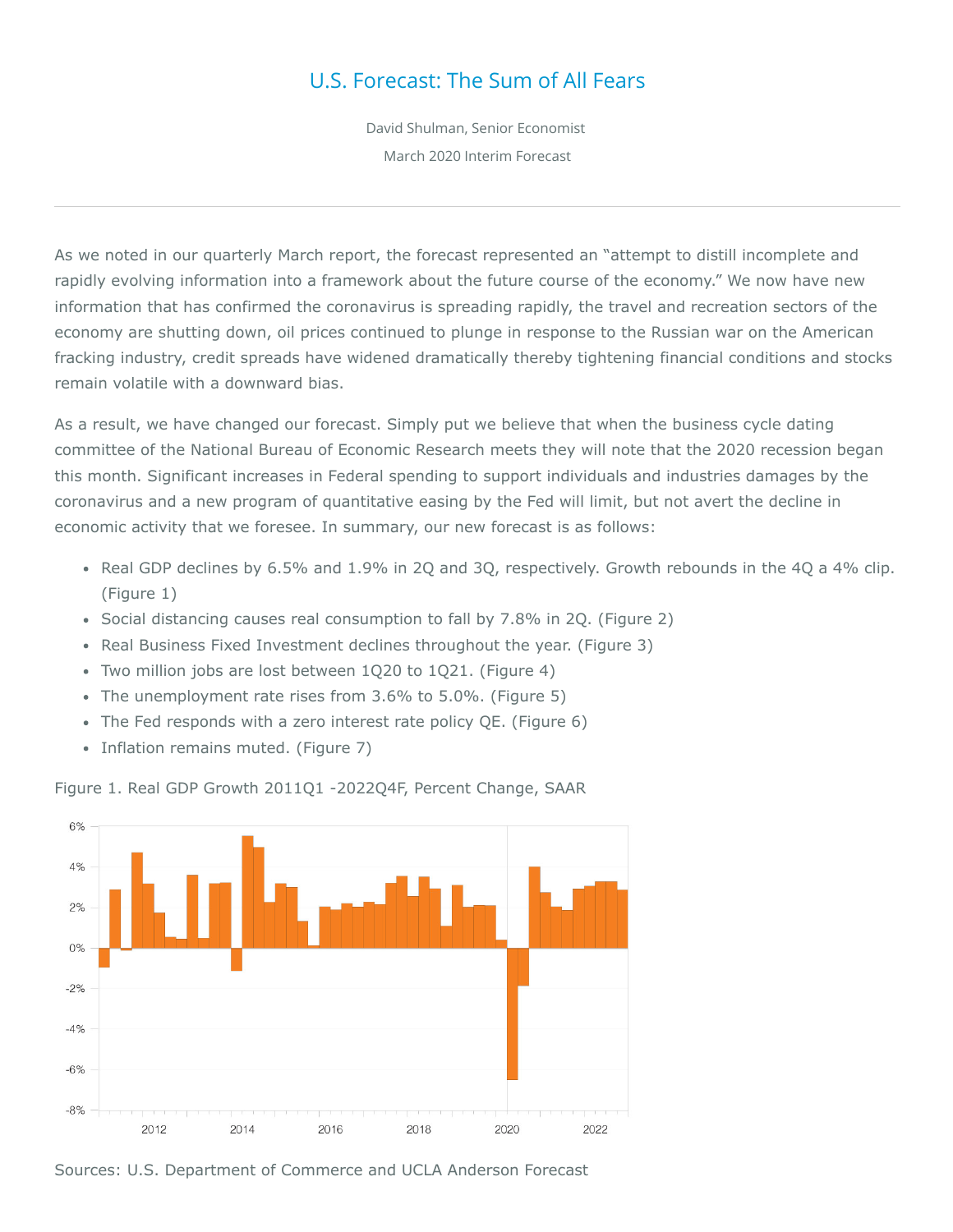# U.S. Forecast: The Sum of All Fears

David Shulman, Senior Economist

March 2020 Interim Forecast

---

As we noted in our quarterly March report, the forecast represented an "attempt to distill incomplete and rapidly evolving information into a framework about the future course of the economy." We now have new information that has confirmed the coronavirus is spreading rapidly, the travel and recreation sectors of the economy are shutting down, oil prices continued to plunge in response to the Russian war on the American fracking industry, credit spreads have widened dramatically thereby tightening financial conditions and stocks remain volatile with a downward bias.

As a result, we have changed our forecast. Simply put we believe that when the business cycle dating committee of the National Bureau of Economic Research meets they will note that the 2020 recession began this month. Significant increases in Federal spending to support individuals and industries damages by the coronavirus and a new program of quantitative easing by the Fed will limit, but not avert the decline in economic activity that we foresee. In summary, our new forecast is as follows:

- Real GDP declines by 6.5% and 1.9% in 2Q and 3Q, respectively. Growth rebounds in the 4Q a 4% clip. (Figure 1)
- Social distancing causes real consumption to fall by 7.8% in 2Q. (Figure 2)
- Real Business Fixed Investment declines throughout the year. (Figure 3)
- Two million jobs are lost between 1Q20 to 1Q21. (Figure 4)
- The unemployment rate rises from 3.6% to 5.0%. (Figure 5)
- The Fed responds with a zero interest rate policy QE. (Figure 6)
- Inflation remains muted. (Figure 7)

Figure 1. Real GDP Growth 2011Q1 -2022Q4F, Percent Change, SAAR

Sources: U.S. Department of Commerce and UCLA Anderson Forecast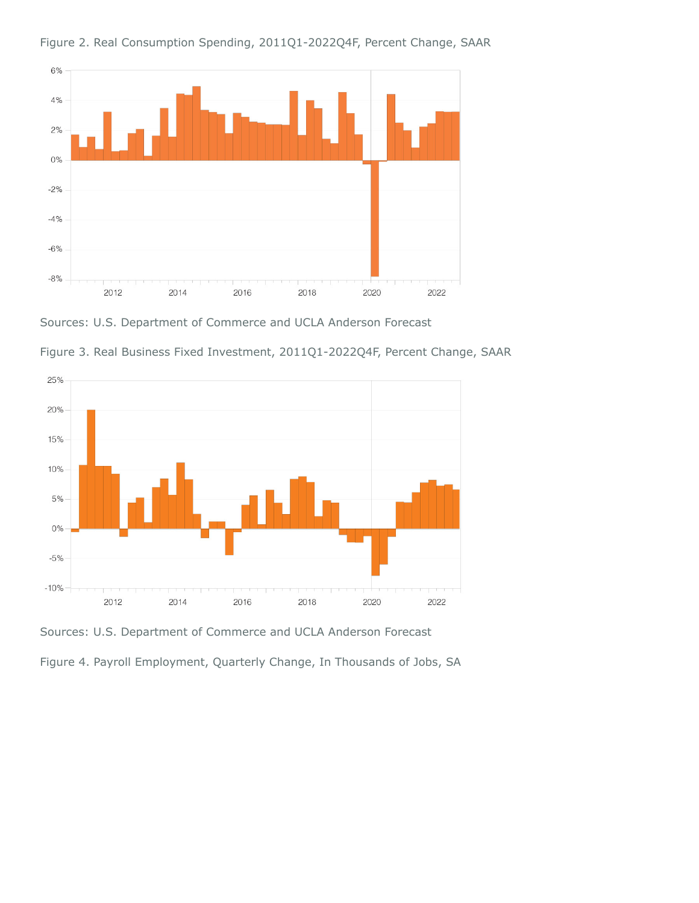Figure 2. Real Consumption Spending, 2011Q1-2022Q4F, Percent Change, SAAR

Sources: U.S. Department of Commerce and UCLA Anderson Forecast

Figure 3. Real Business Fixed Investment, 2011Q1-2022Q4F, Percent Change, SAAR

Sources: U.S. Department of Commerce and UCLA Anderson Forecast

Figure 4. Payroll Employment, Quarterly Change, In Thousands of Jobs, SA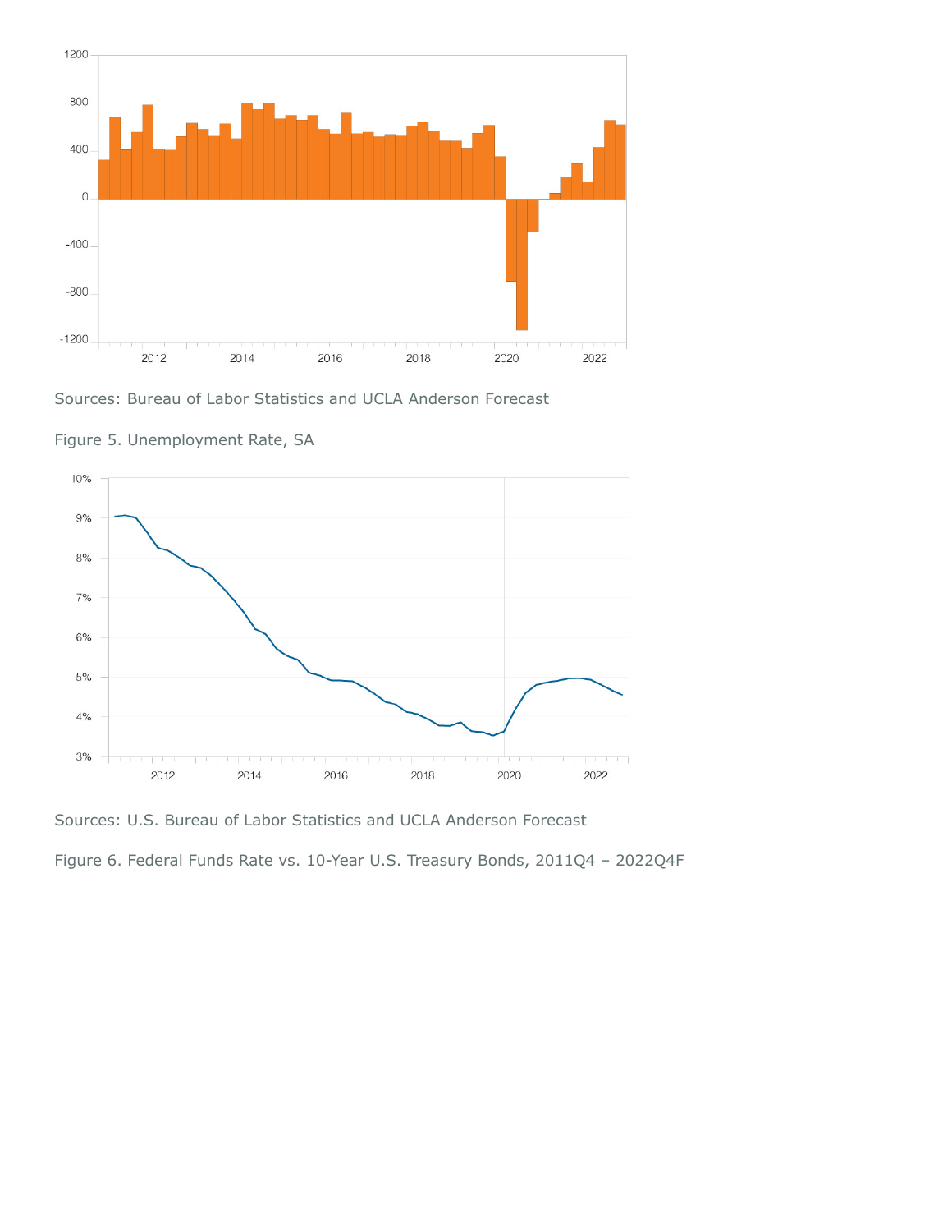Sources: Bureau of Labor Statistics and UCLA Anderson Forecast

Figure 5. Unemployment Rate, SA

Sources: U.S. Bureau of Labor Statistics and UCLA Anderson Forecast

Figure 6. Federal Funds Rate vs. 10-Year U.S. Treasury Bonds, 2011Q4 – 2022Q4F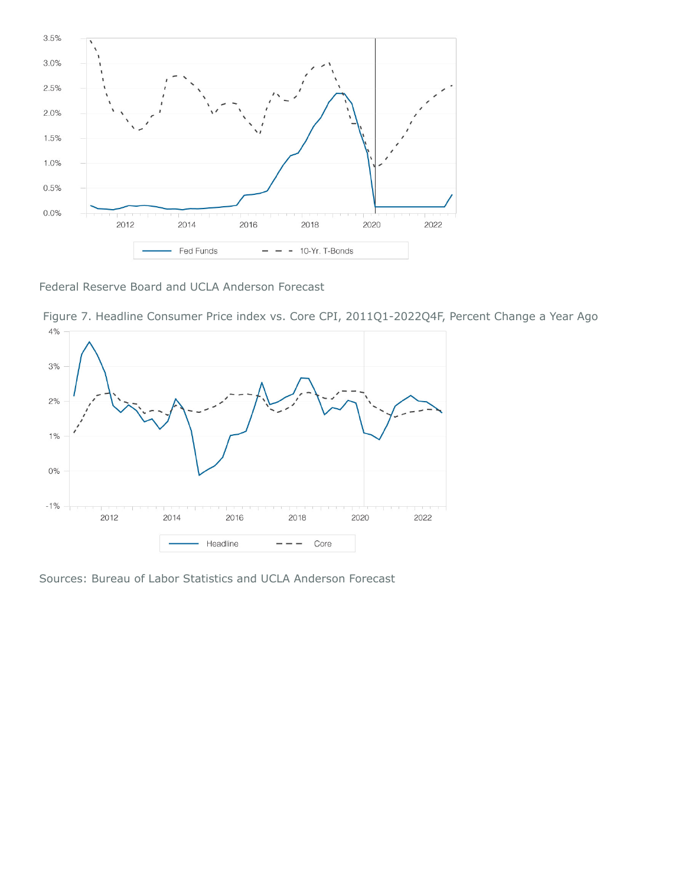3.5%
3.0%
2.5%
2.0%
1.5%
1.0%
0.5%
0.0%
2012
2014
2016
2018
2020
2022
Fed Funds
10-Yr. T-Bonds

Federal Reserve Board and UCLA Anderson Forecast

Figure 7. Headline Consumer Price index vs. Core CPI, 2011Q1-2022Q4F, Percent Change a Year Ago

4%
3%
2%
1%
0%
-1%
2012
2014
2016
2018
2020
2022
Headline
Core

Sources: Bureau of Labor Statistics and UCLA Anderson Forecast